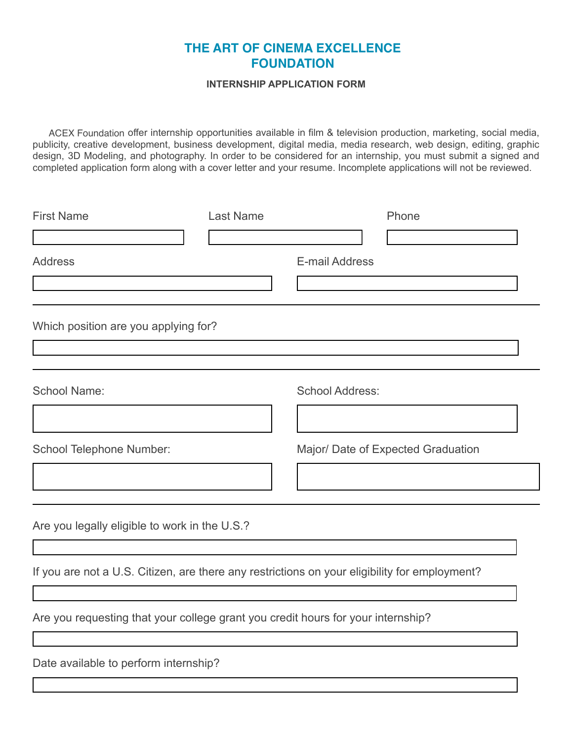# THE ART OF CINEMA EXCELLENCE FOUNDATION

**INTERNSHIP APPLICATION FORM**

ACEX Foundation offer internship opportunities available in film & television production, marketing, social media, publicity, creative development, business development, digital media, media research, web design, editing, graphic design, 3D Modeling, and photography. In order to be considered for an internship, you must submit a signed and completed application form along with a cover letter and your resume. Incomplete applications will not be reviewed.

First Name

Last Name

Phone

Address

E-mail Address

---

Which position are you applying for?

---

School Name:

School Address:

School Telephone Number:

Major/ Date of Expected Graduation

---

Are you legally eligible to work in the U.S.?

If you are not a U.S. Citizen, are there any restrictions on your eligibility for employment?

Are you requesting that your college grant you credit hours for your internship?

Date available to perform internship?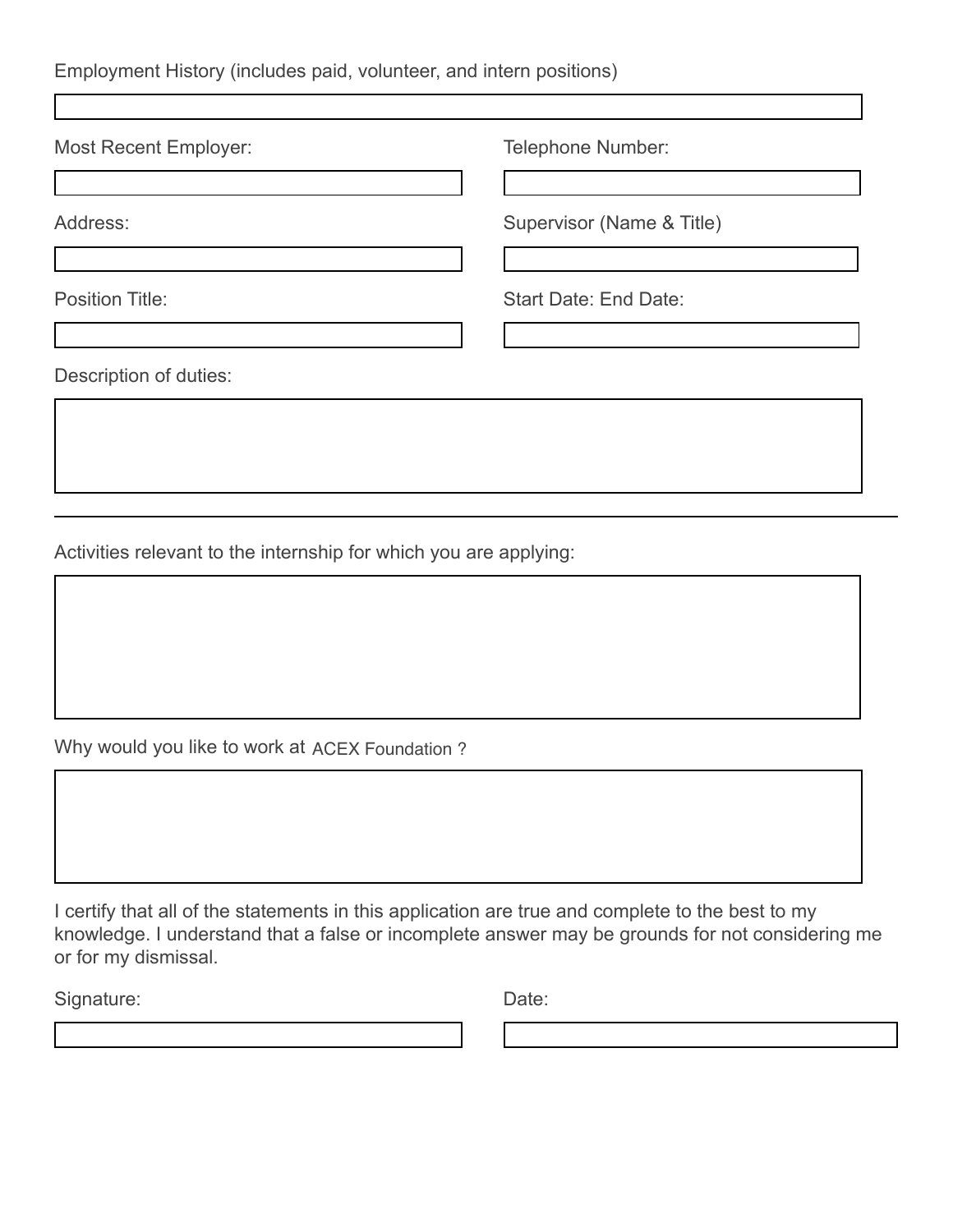Employment History (includes paid, volunteer, and intern positions)

Most Recent Employer:

Telephone Number:

Address:

Supervisor (Name & Title)

Position Title:

Start Date: End Date:

Description of duties:

---

Activities relevant to the internship for which you are applying:

Why would you like to work at ACEX Foundation ?

I certify that all of the statements in this application are true and complete to the best to my knowledge. I understand that a false or incomplete answer may be grounds for not considering me or for my dismissal.

Signature:

Date: